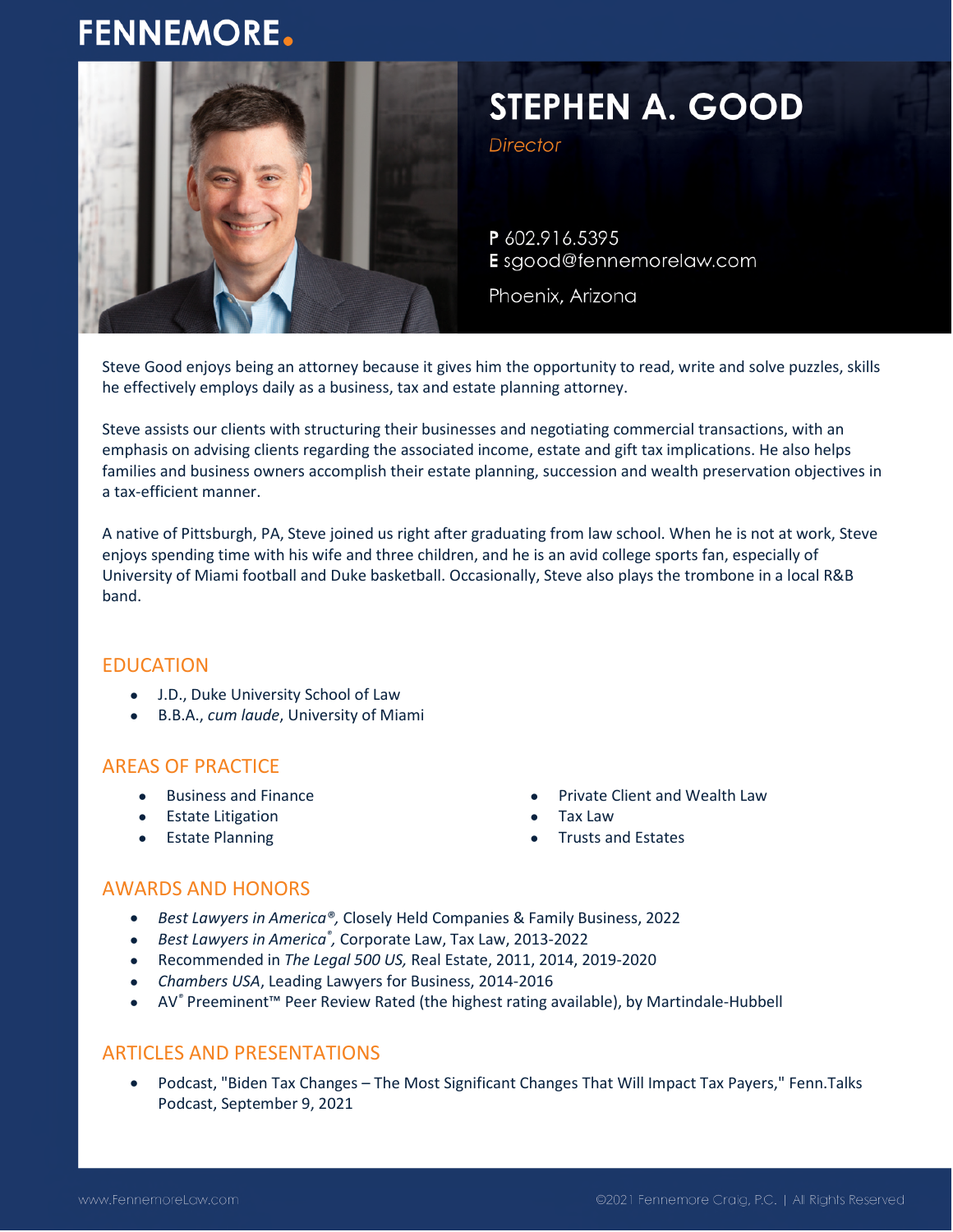FENNEMORE.

# STEPHEN A. GOOD

*Director*

**P** 602.916.5395
**E** sgood@fennemorelaw.com

Phoenix, Arizona

Steve Good enjoys being an attorney because it gives him the opportunity to read, write and solve puzzles, skills he effectively employs daily as a business, tax and estate planning attorney.

Steve assists our clients with structuring their businesses and negotiating commercial transactions, with an emphasis on advising clients regarding the associated income, estate and gift tax implications. He also helps families and business owners accomplish their estate planning, succession and wealth preservation objectives in a tax-efficient manner.

A native of Pittsburgh, PA, Steve joined us right after graduating from law school. When he is not at work, Steve enjoys spending time with his wife and three children, and he is an avid college sports fan, especially of University of Miami football and Duke basketball. Occasionally, Steve also plays the trombone in a local R&B band.

## EDUCATION

- J.D., Duke University School of Law
- B.B.A., *cum laude*, University of Miami

## AREAS OF PRACTICE

- Business and Finance
- Estate Litigation
- Estate Planning
- Private Client and Wealth Law
- Tax Law
- Trusts and Estates

## AWARDS AND HONORS

- *Best Lawyers in America®,* Closely Held Companies & Family Business, 2022
- *Best Lawyers in America®*, Corporate Law, Tax Law, 2013-2022
- Recommended in *The Legal 500 US,* Real Estate, 2011, 2014, 2019-2020
- *Chambers USA*, Leading Lawyers for Business, 2014-2016
- AV® Preeminent™ Peer Review Rated (the highest rating available), by Martindale-Hubbell

## ARTICLES AND PRESENTATIONS

- Podcast, "Biden Tax Changes – The Most Significant Changes That Will Impact Tax Payers," Fenn.Talks Podcast, September 9, 2021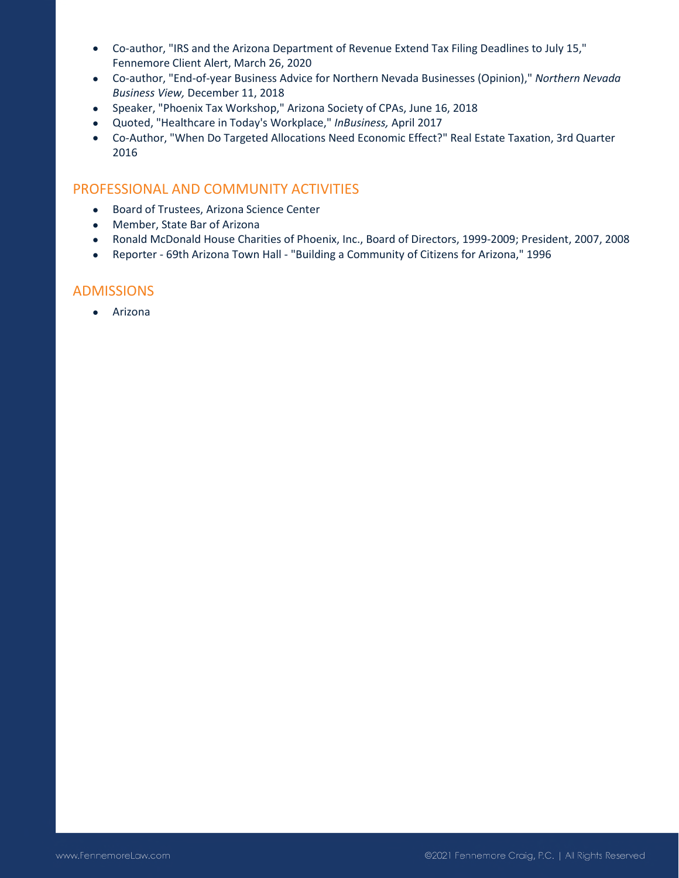- Co-author, "IRS and the Arizona Department of Revenue Extend Tax Filing Deadlines to July 15," Fennemore Client Alert, March 26, 2020
- Co-author, "End-of-year Business Advice for Northern Nevada Businesses (Opinion)," *Northern Nevada Business View,* December 11, 2018
- Speaker, "Phoenix Tax Workshop," Arizona Society of CPAs, June 16, 2018
- Quoted, "Healthcare in Today's Workplace," *InBusiness,* April 2017
- Co-Author, "When Do Targeted Allocations Need Economic Effect?" Real Estate Taxation, 3rd Quarter 2016

## PROFESSIONAL AND COMMUNITY ACTIVITIES

- Board of Trustees, Arizona Science Center
- Member, State Bar of Arizona
- Ronald McDonald House Charities of Phoenix, Inc., Board of Directors, 1999-2009; President, 2007, 2008
- Reporter - 69th Arizona Town Hall - "Building a Community of Citizens for Arizona," 1996

## ADMISSIONS

- Arizona